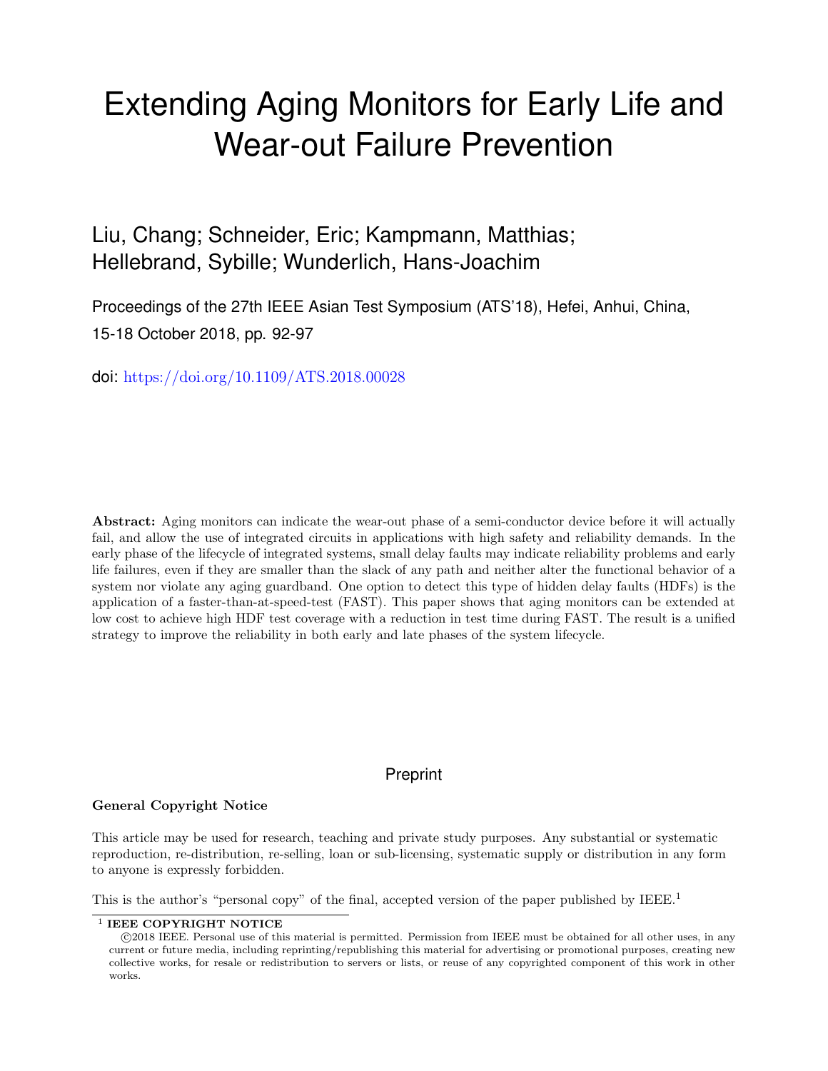# Extending Aging Monitors for Early Life and Wear-out Failure Prevention

Liu, Chang; Schneider, Eric; Kampmann, Matthias; Hellebrand, Sybille; Wunderlich, Hans-Joachim

Proceedings of the 27th IEEE Asian Test Symposium (ATS'18), Hefei, Anhui, China, 15-18 October 2018, pp. 92-97

doi: https://doi.org/10.1109/ATS.2018.00028

**Abstract:** Aging monitors can indicate the wear-out phase of a semi-conductor device before it will actually fail, and allow the use of integrated circuits in applications with high safety and reliability demands. In the early phase of the lifecycle of integrated systems, small delay faults may indicate reliability problems and early life failures, even if they are smaller than the slack of any path and neither alter the functional behavior of a system nor violate any aging guardband. One option to detect this type of hidden delay faults (HDFs) is the application of a faster-than-at-speed-test (FAST). This paper shows that aging monitors can be extended at low cost to achieve high HDF test coverage with a reduction in test time during FAST. The result is a unified strategy to improve the reliability in both early and late phases of the system lifecycle.

Preprint

**General Copyright Notice**

This article may be used for research, teaching and private study purposes. Any substantial or systematic reproduction, re-distribution, re-selling, loan or sub-licensing, systematic supply or distribution in any form to anyone is expressly forbidden.

This is the author's "personal copy" of the final, accepted version of the paper published by IEEE.[1]

[1] **IEEE COPYRIGHT NOTICE**
©2018 IEEE. Personal use of this material is permitted. Permission from IEEE must be obtained for all other uses, in any current or future media, including reprinting/republishing this material for advertising or promotional purposes, creating new collective works, for resale or redistribution to servers or lists, or reuse of any copyrighted component of this work in other works.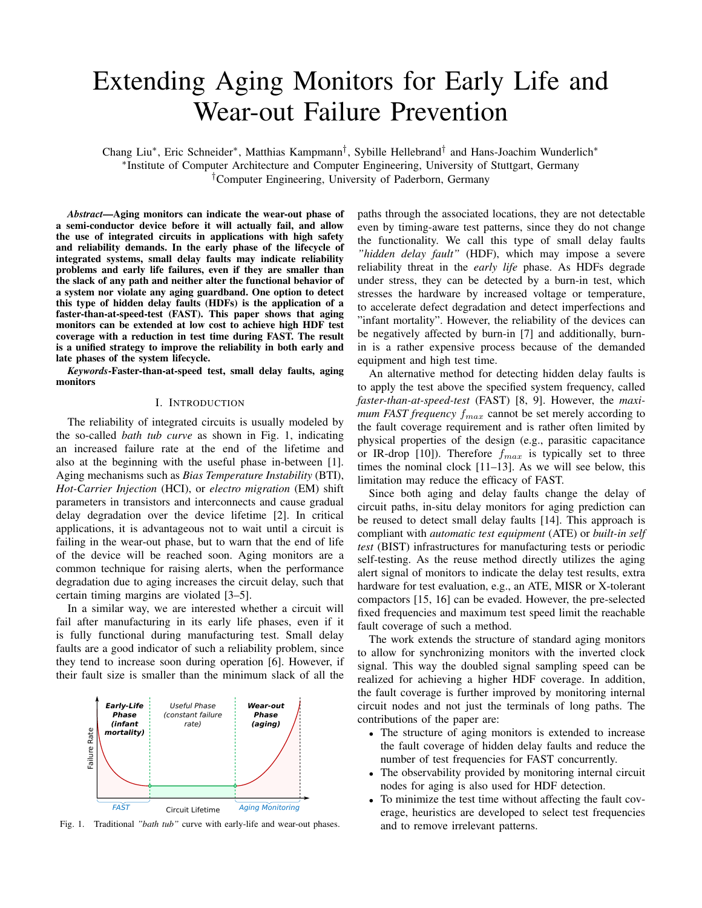# Extending Aging Monitors for Early Life and Wear-out Failure Prevention

Chang Liu*, Eric Schneider*, Matthias Kampmann†, Sybille Hellebrand† and Hans-Joachim Wunderlich*

*Institute of Computer Architecture and Computer Engineering, University of Stuttgart, Germany

†Computer Engineering, University of Paderborn, Germany

***Abstract*—Aging monitors can indicate the wear-out phase of a semi-conductor device before it will actually fail, and allow the use of integrated circuits in applications with high safety and reliability demands. In the early phase of the lifecycle of integrated systems, small delay faults may indicate reliability problems and early life failures, even if they are smaller than the slack of any path and neither alter the functional behavior of a system nor violate any aging guardband. One option to detect this type of hidden delay faults (HDFs) is the application of a faster-than-at-speed-test (FAST). This paper shows that aging monitors can be extended at low cost to achieve high HDF test coverage with a reduction in test time during FAST. The result is a unified strategy to improve the reliability in both early and late phases of the system lifecycle.**

***Keywords*-Faster-than-at-speed test, small delay faults, aging monitors**

## I. Introduction

The reliability of integrated circuits is usually modeled by the so-called *bath tub curve* as shown in Fig. 1, indicating an increased failure rate at the end of the lifetime and also at the beginning with the useful phase in-between [1]. Aging mechanisms such as *Bias Temperature Instability* (BTI), *Hot-Carrier Injection* (HCI), or *electro migration* (EM) shift parameters in transistors and interconnects and cause gradual delay degradation over the device lifetime [2]. In critical applications, it is advantageous not to wait until a circuit is failing in the wear-out phase, but to warn that the end of life of the device will be reached soon. Aging monitors are a common technique for raising alerts, when the performance degradation due to aging increases the circuit delay, such that certain timing margins are violated [3–5].

In a similar way, we are interested whether a circuit will fail after manufacturing in its early life phases, even if it is fully functional during manufacturing test. Small delay faults are a good indicator of such a reliability problem, since they tend to increase soon during operation [6]. However, if their fault size is smaller than the minimum slack of all the paths through the associated locations, they are not detectable even by timing-aware test patterns, since they do not change the functionality. We call this type of small delay faults *"hidden delay fault"* (HDF), which may impose a severe reliability threat in the *early life* phase. As HDFs degrade under stress, they can be detected by a burn-in test, which stresses the hardware by increased voltage or temperature, to accelerate defect degradation and detect imperfections and "infant mortality". However, the reliability of the devices can be negatively affected by burn-in [7] and additionally, burn-in is a rather expensive process because of the demanded equipment and high test time.

An alternative method for detecting hidden delay faults is to apply the test above the specified system frequency, called *faster-than-at-speed-test* (FAST) [8, 9]. However, the *maximum FAST frequency* $f_{max}$ cannot be set merely according to the fault coverage requirement and is rather often limited by physical properties of the design (e.g., parasitic capacitance or IR-drop [10]). Therefore $f_{max}$ is typically set to three times the nominal clock [11–13]. As we will see below, this limitation may reduce the efficacy of FAST.

Since both aging and delay faults change the delay of circuit paths, in-situ delay monitors for aging prediction can be reused to detect small delay faults [14]. This approach is compliant with *automatic test equipment* (ATE) or *built-in self test* (BIST) infrastructures for manufacturing tests or periodic self-testing. As the reuse method directly utilizes the aging alert signal of monitors to indicate the delay test results, extra hardware for test evaluation, e.g., an ATE, MISR or X-tolerant compactors [15, 16] can be evaded. However, the pre-selected fixed frequencies and maximum test speed limit the reachable fault coverage of such a method.

The work extends the structure of standard aging monitors to allow for synchronizing monitors with the inverted clock signal. This way the doubled signal sampling speed can be realized for achieving a higher HDF coverage. In addition, the fault coverage is further improved by monitoring internal circuit nodes and not just the terminals of long paths. The contributions of the paper are:

- The structure of aging monitors is extended to increase the fault coverage of hidden delay faults and reduce the number of test frequencies for FAST concurrently.
- The observability provided by monitoring internal circuit nodes for aging is also used for HDF detection.
- To minimize the test time without affecting the fault coverage, heuristics are developed to select test frequencies and to remove irrelevant patterns.

Fig. 1. Traditional *"bath tub"* curve with early-life and wear-out phases.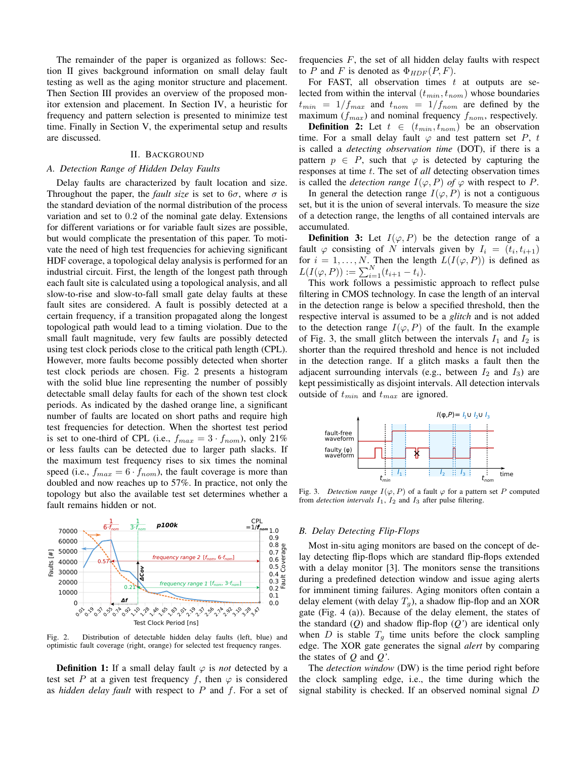The remainder of the paper is organized as follows: Section II gives background information on small delay fault testing as well as the aging monitor structure and placement. Then Section III provides an overview of the proposed monitor extension and placement. In Section IV, a heuristic for frequency and pattern selection is presented to minimize test time. Finally in Section V, the experimental setup and results are discussed.

## II. Background

### A. Detection Range of Hidden Delay Faults

Delay faults are characterized by fault location and size. Throughout the paper, the *fault size* is set to $6\sigma$, where $\sigma$ is the standard deviation of the normal distribution of the process variation and set to 0.2 of the nominal gate delay. Extensions for different variations or for variable fault sizes are possible, but would complicate the presentation of this paper. To motivate the need of high test frequencies for achieving significant HDF coverage, a topological delay analysis is performed for an industrial circuit. First, the length of the longest path through each fault site is calculated using a topological analysis, and all slow-to-rise and slow-to-fall small gate delay faults at these fault sites are considered. A fault is possibly detected at a certain frequency, if a transition propagated along the longest topological path would lead to a timing violation. Due to the small fault magnitude, very few faults are possibly detected using test clock periods close to the critical path length (CPL). However, more faults become possibly detected when shorter test clock periods are chosen. Fig. 2 presents a histogram with the solid blue line representing the number of possibly detectable small delay faults for each of the shown test clock periods. As indicated by the dashed orange line, a significant number of faults are located on short paths and require high test frequencies for detection. When the shortest test period is set to one-third of CPL (i.e., $f_{max} = 3 \cdot f_{nom}$), only 21% or less faults can be detected due to larger path slacks. If the maximum test frequency rises to six times the nominal speed (i.e., $f_{max} = 6 \cdot f_{nom}$), the fault coverage is more than doubled and now reaches up to 57%. In practice, not only the topology but also the available test set determines whether a fault remains hidden or not.

p100k
$\frac{1}{6 \cdot f_{nom}}$ $\frac{1}{3 \cdot f_{nom}}$ CPL $=1/f_{nom}$
70000 60000 50000 40000 30000 20000 10000 0
Faults [#]
1.0 0.9 0.8 0.7 0.6 0.5 0.4 0.3 0.2 0.1 0.0
Fault Coverage
0.57 0.21 ΔCov Δf
frequency range 2 [$f_{nom}$, $6 \cdot f_{nom}$]
frequency range 1 [$f_{nom}$, $3 \cdot f_{nom}$]
0.01 0.19 0.37 0.55 0.74 0.92 1.10 1.28 1.46 1.65 1.83 2.01 2.19 2.37 2.56 2.74 2.92 3.10 3.28 3.47
Test Clock Period [ns]

Fig. 2. Distribution of detectable hidden delay faults (left, blue) and optimistic fault coverage (right, orange) for selected test frequency ranges.

**Definition 1:** If a small delay fault $\varphi$ is *not* detected by a test set $P$ at a given test frequency $f$, then $\varphi$ is considered as *hidden delay fault* with respect to $P$ and $f$. For a set of frequencies $F$, the set of all hidden delay faults with respect to $P$ and $F$ is denoted as $\Phi_{HDF}(P, F)$.

For FAST, all observation times $t$ at outputs are selected from within the interval $(t_{min}, t_{nom})$ whose boundaries $t_{min} = 1/f_{max}$ and $t_{nom} = 1/f_{nom}$ are defined by the maximum ($f_{max}$) and nominal frequency $f_{nom}$, respectively.

**Definition 2:** Let $t \in (t_{min}, t_{nom})$ be an observation time. For a small delay fault $\varphi$ and test pattern set $P$, $t$ is called a *detecting observation time* (DOT), if there is a pattern $p \in P$, such that $\varphi$ is detected by capturing the responses at time $t$. The set of *all* detecting observation times is called the *detection range* $I(\varphi, P)$ *of* $\varphi$ with respect to $P$.

In general the detection range $I(\varphi, P)$ is not a contiguous set, but it is the union of several intervals. To measure the size of a detection range, the lengths of all contained intervals are accumulated.

**Definition 3:** Let $I(\varphi, P)$ be the detection range of a fault $\varphi$ consisting of $N$ intervals given by $I_i = (t_i, t_{i+1})$ for $i = 1, \ldots, N$. Then the length $L(I(\varphi, P))$ is defined as $L(I(\varphi, P)) := \sum_{i=1}^{N}(t_{i+1} - t_i)$.

This work follows a pessimistic approach to reflect pulse filtering in CMOS technology. In case the length of an interval in the detection range is below a specified threshold, then the respective interval is assumed to be a *glitch* and is not added to the detection range $I(\varphi, P)$ of the fault. In the example of Fig. 3, the small glitch between the intervals $I_1$ and $I_2$ is shorter than the required threshold and hence is not included in the detection range. If a glitch masks a fault then the adjacent surrounding intervals (e.g., between $I_2$ and $I_3$) are kept pessimistically as disjoint intervals. All detection intervals outside of $t_{min}$ and $t_{max}$ are ignored.

$I(\varphi,P) = I_1 \cup I_2 \cup I_3$
fault-free waveform
faulty (φ) waveform
$t_{min}$ $I_1$ $I_2$ $I_3$ $t_{nom}$ time

Fig. 3. *Detection range* $I(\varphi, P)$ of a fault $\varphi$ for a pattern set $P$ computed from *detection intervals* $I_1$, $I_2$ and $I_3$ after pulse filtering.

### B. Delay Detecting Flip-Flops

Most in-situ aging monitors are based on the concept of delay detecting flip-flops which are standard flip-flops extended with a delay monitor [3]. The monitors sense the transitions during a predefined detection window and issue aging alerts for imminent timing failures. Aging monitors often contain a delay element (with delay $T_g$), a shadow flip-flop and an XOR gate (Fig. 4 (a)). Because of the delay element, the states of the standard ($Q$) and shadow flip-flop ($Q'$) are identical only when $D$ is stable $T_g$ time units before the clock sampling edge. The XOR gate generates the signal *alert* by comparing the states of $Q$ and $Q'$.

The *detection window* (DW) is the time period right before the clock sampling edge, i.e., the time during which the signal stability is checked. If an observed nominal signal $D$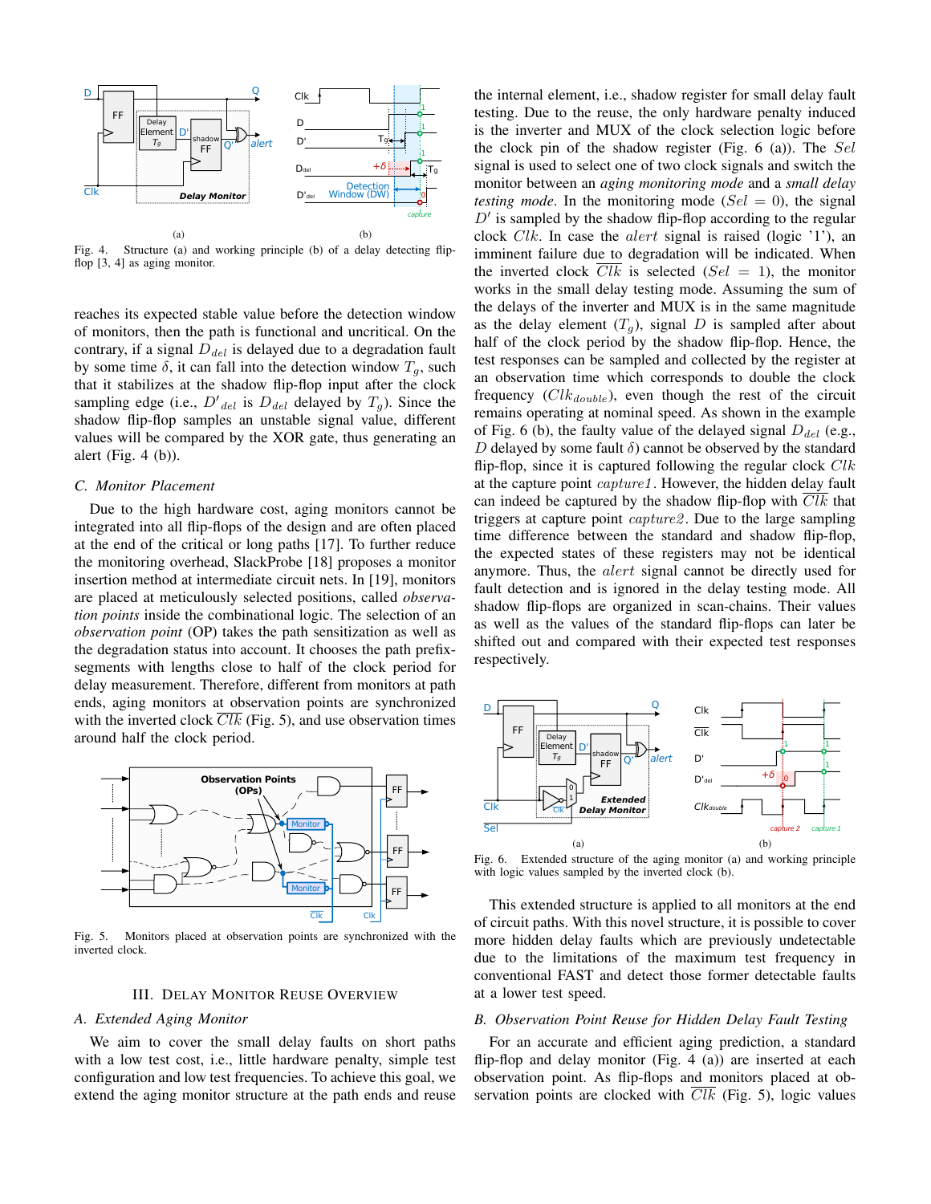Fig. 4. Structure (a) and working principle (b) of a delay detecting flip-flop [3, 4] as aging monitor.

reaches its expected stable value before the detection window of monitors, then the path is functional and uncritical. On the contrary, if a signal $D_{del}$ is delayed due to a degradation fault by some time $\delta$, it can fall into the detection window $T_g$, such that it stabilizes at the shadow flip-flop input after the clock sampling edge (i.e., $D'_{del}$ is $D_{del}$ delayed by $T_g$). Since the shadow flip-flop samples an unstable signal value, different values will be compared by the XOR gate, thus generating an alert (Fig. 4 (b)).

### C. Monitor Placement

Due to the high hardware cost, aging monitors cannot be integrated into all flip-flops of the design and are often placed at the end of the critical or long paths [17]. To further reduce the monitoring overhead, SlackProbe [18] proposes a monitor insertion method at intermediate circuit nets. In [19], monitors are placed at meticulously selected positions, called *observation points* inside the combinational logic. The selection of an *observation point* (OP) takes the path sensitization as well as the degradation status into account. It chooses the path prefix-segments with lengths close to half of the clock period for delay measurement. Therefore, different from monitors at path ends, aging monitors at observation points are synchronized with the inverted clock $\overline{Clk}$ (Fig. 5), and use observation times around half the clock period.

Fig. 5. Monitors placed at observation points are synchronized with the inverted clock.

## III. Delay Monitor Reuse Overview

### A. Extended Aging Monitor

We aim to cover the small delay faults on short paths with a low test cost, i.e., little hardware penalty, simple test configuration and low test frequencies. To achieve this goal, we extend the aging monitor structure at the path ends and reuse the internal element, i.e., shadow register for small delay fault testing. Due to the reuse, the only hardware penalty induced is the inverter and MUX of the clock selection logic before the clock pin of the shadow register (Fig. 6 (a)). The $Sel$ signal is used to select one of two clock signals and switch the monitor between an *aging monitoring mode* and a *small delay testing mode*. In the monitoring mode ($Sel = 0$), the signal $D'$ is sampled by the shadow flip-flop according to the regular clock $Clk$. In case the $alert$ signal is raised (logic '1'), an imminent failure due to degradation will be indicated. When the inverted clock $\overline{Clk}$ is selected ($Sel = 1$), the monitor works in the small delay testing mode. Assuming the sum of the delays of the inverter and MUX is in the same magnitude as the delay element ($T_g$), signal $D$ is sampled after about half of the clock period by the shadow flip-flop. Hence, the test responses can be sampled and collected by the register at an observation time which corresponds to double the clock frequency ($Clk_{double}$), even though the rest of the circuit remains operating at nominal speed. As shown in the example of Fig. 6 (b), the faulty value of the delayed signal $D_{del}$ (e.g., $D$ delayed by some fault $\delta$) cannot be observed by the standard flip-flop, since it is captured following the regular clock $Clk$ at the capture point *capture1*. However, the hidden delay fault can indeed be captured by the shadow flip-flop with $\overline{Clk}$ that triggers at capture point *capture2*. Due to the large sampling time difference between the standard and shadow flip-flop, the expected states of these registers may not be identical anymore. Thus, the $alert$ signal cannot be directly used for fault detection and is ignored in the delay testing mode. All shadow flip-flops are organized in scan-chains. Their values as well as the values of the standard flip-flops can later be shifted out and compared with their expected test responses respectively.

Fig. 6. Extended structure of the aging monitor (a) and working principle with logic values sampled by the inverted clock (b).

This extended structure is applied to all monitors at the end of circuit paths. With this novel structure, it is possible to cover more hidden delay faults which are previously undetectable due to the limitations of the maximum test frequency in conventional FAST and detect those former detectable faults at a lower test speed.

### B. Observation Point Reuse for Hidden Delay Fault Testing

For an accurate and efficient aging prediction, a standard flip-flop and delay monitor (Fig. 4 (a)) are inserted at each observation point. As flip-flops and monitors placed at observation points are clocked with $\overline{Clk}$ (Fig. 5), logic values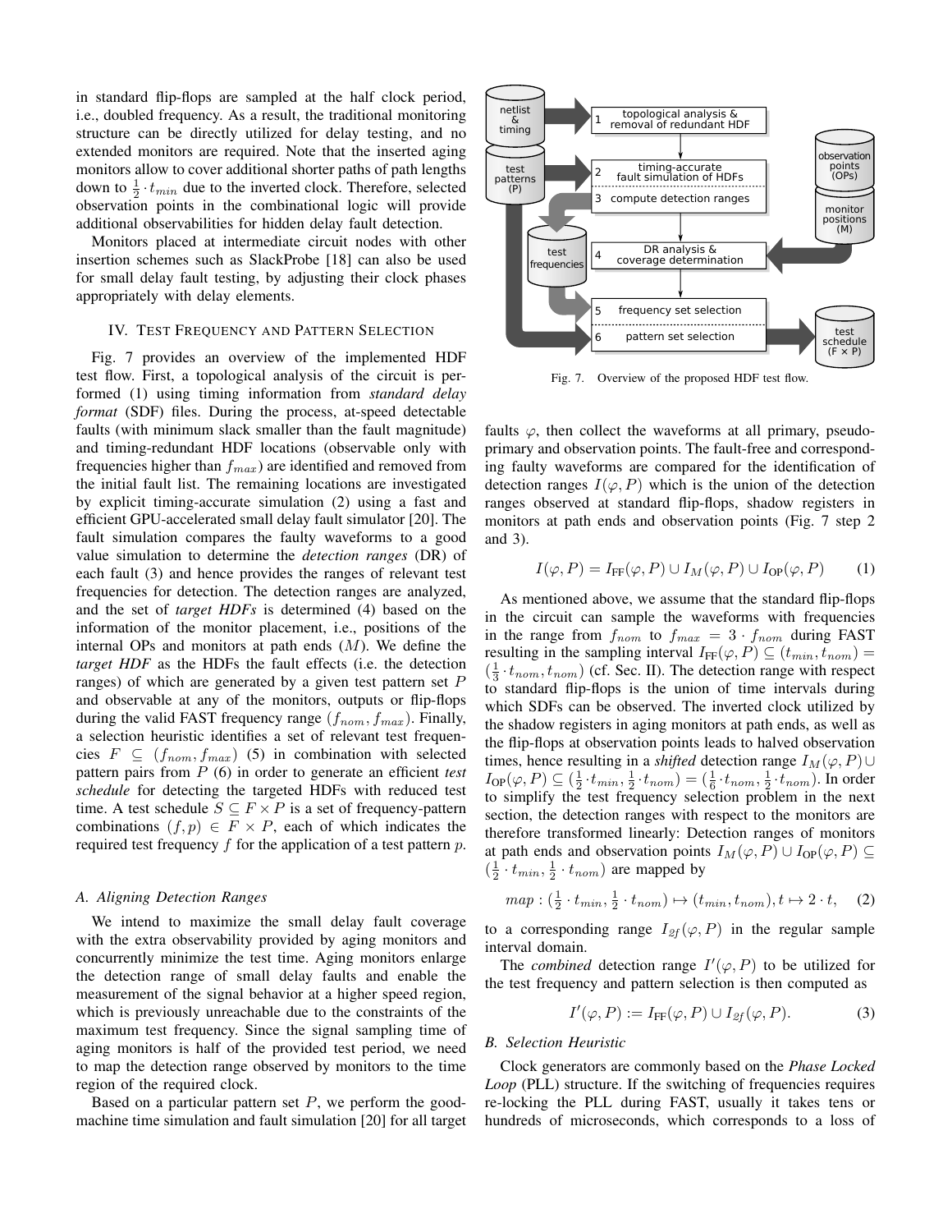in standard flip-flops are sampled at the half clock period, i.e., doubled frequency. As a result, the traditional monitoring structure can be directly utilized for delay testing, and no extended monitors are required. Note that the inserted aging monitors allow to cover additional shorter paths of path lengths down to $\frac{1}{2} \cdot t_{min}$ due to the inverted clock. Therefore, selected observation points in the combinational logic will provide additional observabilities for hidden delay fault detection.

Monitors placed at intermediate circuit nodes with other insertion schemes such as SlackProbe [18] can also be used for small delay fault testing, by adjusting their clock phases appropriately with delay elements.

## IV. Test Frequency and Pattern Selection

Fig. 7 provides an overview of the implemented HDF test flow. First, a topological analysis of the circuit is performed (1) using timing information from *standard delay format* (SDF) files. During the process, at-speed detectable faults (with minimum slack smaller than the fault magnitude) and timing-redundant HDF locations (observable only with frequencies higher than $f_{max}$) are identified and removed from the initial fault list. The remaining locations are investigated by explicit timing-accurate simulation (2) using a fast and efficient GPU-accelerated small delay fault simulator [20]. The fault simulation compares the faulty waveforms to a good value simulation to determine the *detection ranges* (DR) of each fault (3) and hence provides the ranges of relevant test frequencies for detection. The detection ranges are analyzed, and the set of *target HDFs* is determined (4) based on the information of the monitor placement, i.e., positions of the internal OPs and monitors at path ends ($M$). We define the *target HDF* as the HDFs the fault effects (i.e. the detection ranges) of which are generated by a given test pattern set $P$ and observable at any of the monitors, outputs or flip-flops during the valid FAST frequency range $(f_{nom}, f_{max})$. Finally, a selection heuristic identifies a set of relevant test frequencies $F \subseteq (f_{nom}, f_{max})$ (5) in combination with selected pattern pairs from $P$ (6) in order to generate an efficient *test schedule* for detecting the targeted HDFs with reduced test time. A test schedule $S \subseteq F \times P$ is a set of frequency-pattern combinations $(f, p) \in F \times P$, each of which indicates the required test frequency $f$ for the application of a test pattern $p$.

Fig. 7. Overview of the proposed HDF test flow.

### A. Aligning Detection Ranges

We intend to maximize the small delay fault coverage with the extra observability provided by aging monitors and concurrently minimize the test time. Aging monitors enlarge the detection range of small delay faults and enable the measurement of the signal behavior at a higher speed region, which is previously unreachable due to the constraints of the maximum test frequency. Since the signal sampling time of aging monitors is half of the provided test period, we need to map the detection range observed by monitors to the time region of the required clock.

Based on a particular pattern set $P$, we perform the good-machine time simulation and fault simulation [20] for all target faults $\varphi$, then collect the waveforms at all primary, pseudo-primary and observation points. The fault-free and corresponding faulty waveforms are compared for the identification of detection ranges $I(\varphi, P)$ which is the union of the detection ranges observed at standard flip-flops, shadow registers in monitors at path ends and observation points (Fig. 7 step 2 and 3).

$$I(\varphi, P) = I_{\text{FF}}(\varphi, P) \cup I_M(\varphi, P) \cup I_{\text{OP}}(\varphi, P) \qquad (1)$$

As mentioned above, we assume that the standard flip-flops in the circuit can sample the waveforms with frequencies in the range from $f_{nom}$ to $f_{max} = 3 \cdot f_{nom}$ during FAST resulting in the sampling interval $I_{\text{FF}}(\varphi, P) \subseteq (t_{min}, t_{nom}) = (\frac{1}{3} \cdot t_{nom}, t_{nom})$ (cf. Sec. II). The detection range with respect to standard flip-flops is the union of time intervals during which SDFs can be observed. The inverted clock utilized by the shadow registers in aging monitors at path ends, as well as the flip-flops at observation points leads to halved observation times, hence resulting in a *shifted* detection range $I_M(\varphi, P) \cup I_{\text{OP}}(\varphi, P) \subseteq (\frac{1}{2} \cdot t_{min}, \frac{1}{2} \cdot t_{nom}) = (\frac{1}{6} \cdot t_{nom}, \frac{1}{2} \cdot t_{nom})$. In order to simplify the test frequency selection problem in the next section, the detection ranges with respect to the monitors are therefore transformed linearly: Detection ranges of monitors at path ends and observation points $I_M(\varphi, P) \cup I_{\text{OP}}(\varphi, P) \subseteq (\frac{1}{2} \cdot t_{min}, \frac{1}{2} \cdot t_{nom})$ are mapped by

$$map : (\tfrac{1}{2} \cdot t_{min}, \tfrac{1}{2} \cdot t_{nom}) \mapsto (t_{min}, t_{nom}), t \mapsto 2 \cdot t, \qquad (2)$$

to a corresponding range $I_{2f}(\varphi, P)$ in the regular sample interval domain.

The *combined* detection range $I'(\varphi, P)$ to be utilized for the test frequency and pattern selection is then computed as

$$I'(\varphi, P) := I_{\text{FF}}(\varphi, P) \cup I_{2f}(\varphi, P). \qquad (3)$$

### B. Selection Heuristic

Clock generators are commonly based on the *Phase Locked Loop* (PLL) structure. If the switching of frequencies requires re-locking the PLL during FAST, usually it takes tens or hundreds of microseconds, which corresponds to a loss of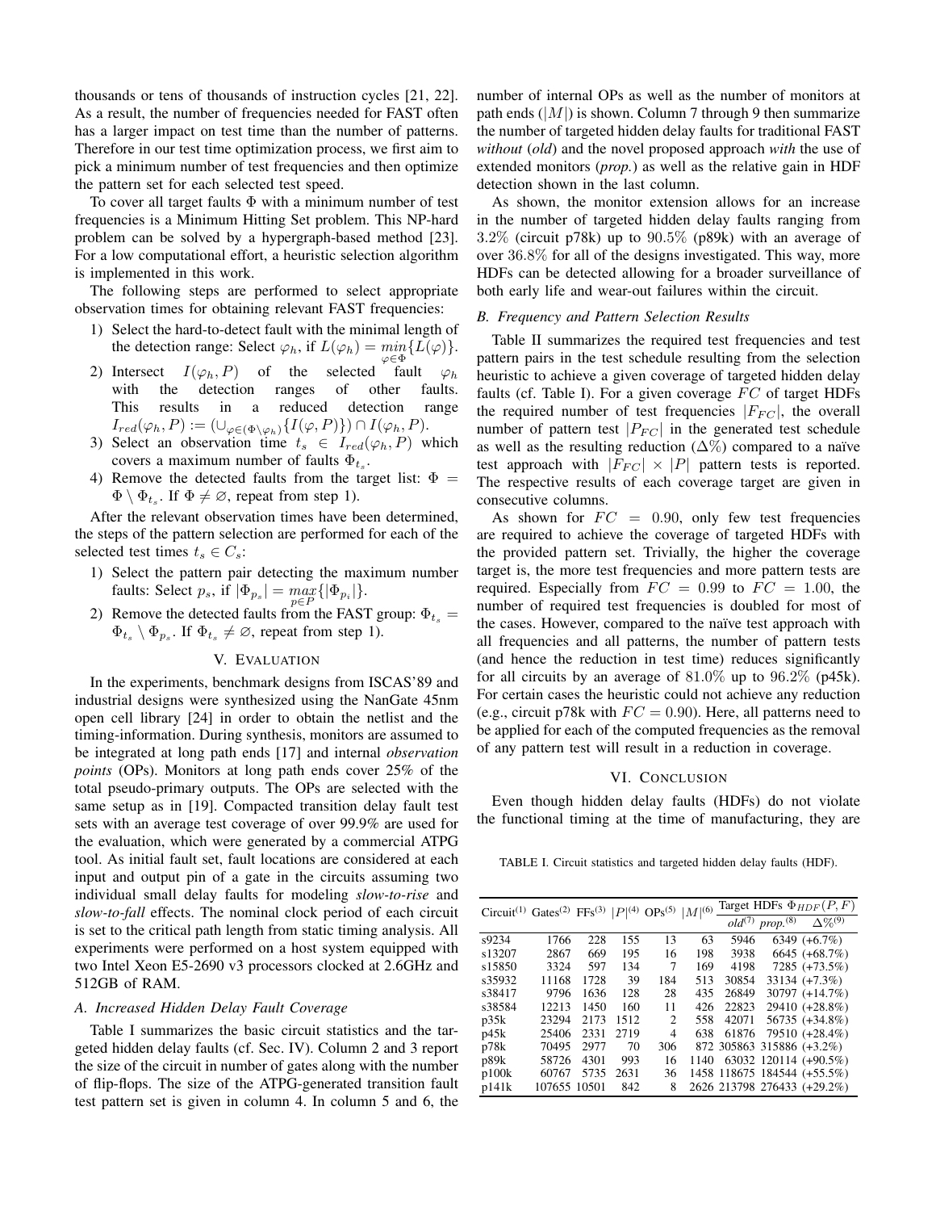thousands or tens of thousands of instruction cycles [21, 22]. As a result, the number of frequencies needed for FAST often has a larger impact on test time than the number of patterns. Therefore in our test time optimization process, we first aim to pick a minimum number of test frequencies and then optimize the pattern set for each selected test speed.

To cover all target faults $\Phi$ with a minimum number of test frequencies is a Minimum Hitting Set problem. This NP-hard problem can be solved by a hypergraph-based method [23]. For a low computational effort, a heuristic selection algorithm is implemented in this work.

The following steps are performed to select appropriate observation times for obtaining relevant FAST frequencies:

1) Select the hard-to-detect fault with the minimal length of the detection range: Select $\varphi_h$, if $L(\varphi_h) = \min_{\varphi \in \Phi}\{L(\varphi)\}$.
2) Intersect $I(\varphi_h, P)$ of the selected fault $\varphi_h$ with the detection ranges of other faults. This results in a reduced detection range $I_{red}(\varphi_h, P) := (\cup_{\varphi \in (\Phi \setminus \varphi_h)}\{I(\varphi, P)\}) \cap I(\varphi_h, P)$.
3) Select an observation time $t_s \in I_{red}(\varphi_h, P)$ which covers a maximum number of faults $\Phi_{t_s}$.
4) Remove the detected faults from the target list: $\Phi = \Phi \setminus \Phi_{t_s}$. If $\Phi \neq \emptyset$, repeat from step 1).

After the relevant observation times have been determined, the steps of the pattern selection are performed for each of the selected test times $t_s \in C_s$:

1) Select the pattern pair detecting the maximum number faults: Select $p_s$, if $|\Phi_{p_s}| = \max_{p \in P}\{|\Phi_{p_i}|\}$.
2) Remove the detected faults from the FAST group: $\Phi_{t_s} = \Phi_{t_s} \setminus \Phi_{p_s}$. If $\Phi_{t_s} \neq \emptyset$, repeat from step 1).

## V. Evaluation

In the experiments, benchmark designs from ISCAS'89 and industrial designs were synthesized using the NanGate 45nm open cell library [24] in order to obtain the netlist and the timing-information. During synthesis, monitors are assumed to be integrated at long path ends [17] and internal *observation points* (OPs). Monitors at long path ends cover 25% of the total pseudo-primary outputs. The OPs are selected with the same setup as in [19]. Compacted transition delay fault test sets with an average test coverage of over 99.9% are used for the evaluation, which were generated by a commercial ATPG tool. As initial fault set, fault locations are considered at each input and output pin of a gate in the circuits assuming two individual small delay faults for modeling *slow-to-rise* and *slow-to-fall* effects. The nominal clock period of each circuit is set to the critical path length from static timing analysis. All experiments were performed on a host system equipped with two Intel Xeon E5-2690 v3 processors clocked at 2.6GHz and 512GB of RAM.

### A. Increased Hidden Delay Fault Coverage

Table I summarizes the basic circuit statistics and the targeted hidden delay faults (cf. Sec. IV). Column 2 and 3 report the size of the circuit in number of gates along with the number of flip-flops. The size of the ATPG-generated transition fault test pattern set is given in column 4. In column 5 and 6, the number of internal OPs as well as the number of monitors at path ends ($|M|$) is shown. Column 7 through 9 then summarize the number of targeted hidden delay faults for traditional FAST *without* (*old*) and the novel proposed approach *with* the use of extended monitors (*prop.*) as well as the relative gain in HDF detection shown in the last column.

As shown, the monitor extension allows for an increase in the number of targeted hidden delay faults ranging from 3.2% (circuit p78k) up to 90.5% (p89k) with an average of over 36.8% for all of the designs investigated. This way, more HDFs can be detected allowing for a broader surveillance of both early life and wear-out failures within the circuit.

### B. Frequency and Pattern Selection Results

Table II summarizes the required test frequencies and test pattern pairs in the test schedule resulting from the selection heuristic to achieve a given coverage of targeted hidden delay faults (cf. Table I). For a given coverage $FC$ of target HDFs the required number of test frequencies $|F_{FC}|$, the overall number of pattern test $|P_{FC}|$ in the generated test schedule as well as the resulting reduction ($\Delta\%$) compared to a naïve test approach with $|F_{FC}| \times |P|$ pattern tests is reported. The respective results of each coverage target are given in consecutive columns.

As shown for $FC = 0.90$, only few test frequencies are required to achieve the coverage of targeted HDFs with the provided pattern set. Trivially, the higher the coverage target is, the more test frequencies and more pattern tests are required. Especially from $FC = 0.99$ to $FC = 1.00$, the number of required test frequencies is doubled for most of the cases. However, compared to the naïve test approach with all frequencies and all patterns, the number of pattern tests (and hence the reduction in test time) reduces significantly for all circuits by an average of 81.0% up to 96.2% (p45k). For certain cases the heuristic could not achieve any reduction (e.g., circuit p78k with $FC = 0.90$). Here, all patterns need to be applied for each of the computed frequencies as the removal of any pattern test will result in a reduction in coverage.

## VI. Conclusion

Even though hidden delay faults (HDFs) do not violate the functional timing at the time of manufacturing, they are

TABLE I. Circuit statistics and targeted hidden delay faults (HDF).

| Circuit(1) | Gates(2) | FFs(3) | $\|P\|$(4) | OPs(5) | $\|M\|$(6) | Target HDFs $\Phi_{HDF}(P,F)$ *old*(7) | *prop.*(8) | $\Delta\%$(9) |
|---|---|---|---|---|---|---|---|---|
| s9234 | 1766 | 228 | 155 | 13 | 63 | 5946 | 6349 | (+6.7%) |
| s13207 | 2867 | 669 | 195 | 16 | 198 | 3938 | 6645 | (+68.7%) |
| s15850 | 3324 | 597 | 134 | 7 | 169 | 4198 | 7285 | (+73.5%) |
| s35932 | 11168 | 1728 | 39 | 184 | 513 | 30854 | 33134 | (+7.3%) |
| s38417 | 9796 | 1636 | 128 | 28 | 435 | 26849 | 30797 | (+14.7%) |
| s38584 | 12213 | 1450 | 160 | 11 | 426 | 22823 | 29410 | (+28.8%) |
| p35k | 23294 | 2173 | 1512 | 2 | 558 | 42071 | 56735 | (+34.8%) |
| p45k | 25406 | 2331 | 2719 | 4 | 638 | 61876 | 79510 | (+28.4%) |
| p78k | 70495 | 2977 | 70 | 306 | 872 | 305863 | 315886 | (+3.2%) |
| p89k | 58726 | 4301 | 993 | 16 | 1140 | 63032 | 120114 | (+90.5%) |
| p100k | 60767 | 5735 | 2631 | 36 | 1458 | 118675 | 184544 | (+55.5%) |
| p141k | 107655 | 10501 | 842 | 8 | 2626 | 213798 | 276433 | (+29.2%) |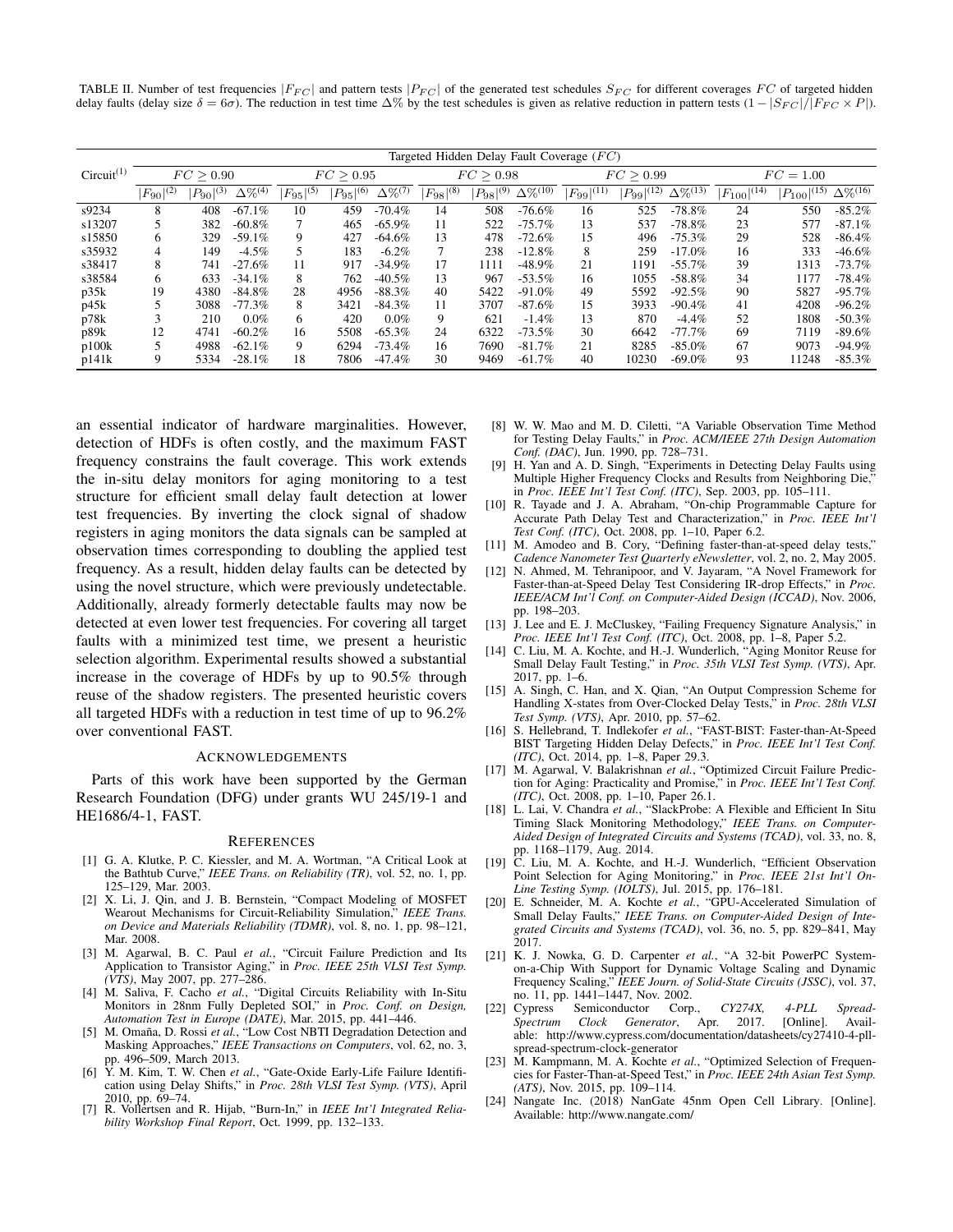TABLE II. Number of test frequencies $|F_{FC}|$ and pattern tests $|P_{FC}|$ of the generated test schedules $S_{FC}$ for different coverages $FC$ of targeted hidden delay faults (delay size $\delta = 6\sigma$). The reduction in test time $\Delta\%$ by the test schedules is given as relative reduction in pattern tests $(1 - |S_{FC}|/|F_{FC} \times P|)$.

| Circuit[(1)] | Targeted Hidden Delay Fault Coverage ($FC$) | | | | | | | | | | | | | | |
|---|---|---|---|---|---|---|---|---|---|---|---|---|---|---|---|
| | $FC \geq 0.90$ | | | $FC \geq 0.95$ | | | $FC \geq 0.98$ | | | $FC \geq 0.99$ | | | $FC = 1.00$ | | |
| | $\lvert F_{90}\rvert$[(2)] | $\lvert P_{90}\rvert$[(3)] | $\Delta\%$[(4)] | $\lvert F_{95}\rvert$[(5)] | $\lvert P_{95}\rvert$[(6)] | $\Delta\%$[(7)] | $\lvert F_{98}\rvert$[(8)] | $\lvert P_{98}\rvert$[(9)] | $\Delta\%$[(10)] | $\lvert F_{99}\rvert$[(11)] | $\lvert P_{99}\rvert$[(12)] | $\Delta\%$[(13)] | $\lvert F_{100}\rvert$[(14)] | $\lvert P_{100}\rvert$[(15)] | $\Delta\%$[(16)] |
| s9234 | 8 | 408 | -67.1% | 10 | 459 | -70.4% | 14 | 508 | -76.6% | 16 | 525 | -78.8% | 24 | 550 | -85.2% |
| s13207 | 5 | 382 | -60.8% | 7 | 465 | -65.9% | 11 | 522 | -75.7% | 13 | 537 | -78.8% | 23 | 577 | -87.1% |
| s15850 | 6 | 329 | -59.1% | 9 | 427 | -64.6% | 13 | 478 | -72.6% | 15 | 496 | -75.3% | 29 | 528 | -86.4% |
| s35932 | 4 | 149 | -4.5% | 5 | 183 | -6.2% | 7 | 238 | -12.8% | 8 | 259 | -17.0% | 16 | 333 | -46.6% |
| s38417 | 8 | 741 | -27.6% | 11 | 917 | -34.9% | 17 | 1111 | -48.9% | 21 | 1191 | -55.7% | 39 | 1313 | -73.7% |
| s38584 | 6 | 633 | -34.1% | 8 | 762 | -40.5% | 13 | 967 | -53.5% | 16 | 1055 | -58.8% | 34 | 1177 | -78.4% |
| p35k | 19 | 4380 | -84.8% | 28 | 4956 | -88.3% | 40 | 5422 | -91.0% | 49 | 5592 | -92.5% | 90 | 5827 | -95.7% |
| p45k | 5 | 3088 | -77.3% | 8 | 3421 | -84.3% | 11 | 3707 | -87.6% | 15 | 3933 | -90.4% | 41 | 4208 | -96.2% |
| p78k | 3 | 210 | 0.0% | 6 | 420 | 0.0% | 9 | 621 | -1.4% | 13 | 870 | -4.4% | 52 | 1808 | -50.3% |
| p89k | 12 | 4741 | -60.2% | 16 | 5508 | -65.3% | 24 | 6322 | -73.5% | 30 | 6642 | -77.7% | 69 | 7119 | -89.6% |
| p100k | 5 | 4988 | -62.1% | 9 | 6294 | -73.4% | 16 | 7690 | -81.7% | 21 | 8285 | -85.0% | 67 | 9073 | -94.9% |
| p141k | 9 | 5334 | -28.1% | 18 | 7806 | -47.4% | 30 | 9469 | -61.7% | 40 | 10230 | -69.0% | 93 | 11248 | -85.3% |

an essential indicator of hardware marginalities. However, detection of HDFs is often costly, and the maximum FAST frequency constrains the fault coverage. This work extends the in-situ delay monitors for aging monitoring to a test structure for efficient small delay fault detection at lower test frequencies. By inverting the clock signal of shadow registers in aging monitors the data signals can be sampled at observation times corresponding to doubling the applied test frequency. As a result, hidden delay faults can be detected by using the novel structure, which were previously undetectable. Additionally, already formerly detectable faults may now be detected at even lower test frequencies. For covering all target faults with a minimized test time, we present a heuristic selection algorithm. Experimental results showed a substantial increase in the coverage of HDFs by up to 90.5% through reuse of the shadow registers. The presented heuristic covers all targeted HDFs with a reduction in test time of up to 96.2% over conventional FAST.

## Acknowledgements

Parts of this work have been supported by the German Research Foundation (DFG) under grants WU 245/19-1 and HE1686/4-1, FAST.

## References

[1] G. A. Klutke, P. C. Kiessler, and M. A. Wortman, "A Critical Look at the Bathtub Curve," *IEEE Trans. on Reliability (TR)*, vol. 52, no. 1, pp. 125–129, Mar. 2003.

[2] X. Li, J. Qin, and J. B. Bernstein, "Compact Modeling of MOSFET Wearout Mechanisms for Circuit-Reliability Simulation," *IEEE Trans. on Device and Materials Reliability (TDMR)*, vol. 8, no. 1, pp. 98–121, Mar. 2008.

[3] M. Agarwal, B. C. Paul *et al.*, "Circuit Failure Prediction and Its Application to Transistor Aging," in *Proc. IEEE 25th VLSI Test Symp. (VTS)*, May 2007, pp. 277–286.

[4] M. Saliva, F. Cacho *et al.*, "Digital Circuits Reliability with In-Situ Monitors in 28nm Fully Depleted SOI," in *Proc. Conf. on Design, Automation Test in Europe (DATE)*, Mar. 2015, pp. 441–446.

[5] M. Omaña, D. Rossi *et al.*, "Low Cost NBTI Degradation Detection and Masking Approaches," *IEEE Transactions on Computers*, vol. 62, no. 3, pp. 496–509, March 2013.

[6] Y. M. Kim, T. W. Chen *et al.*, "Gate-Oxide Early-Life Failure Identification using Delay Shifts," in *Proc. 28th VLSI Test Symp. (VTS)*, April 2010, pp. 69–74.

[7] R. Vollertsen and R. Hijab, "Burn-In," in *IEEE Int'l Integrated Reliability Workshop Final Report*, Oct. 1999, pp. 132–133.

[8] W. W. Mao and M. D. Ciletti, "A Variable Observation Time Method for Testing Delay Faults," in *Proc. ACM/IEEE 27th Design Automation Conf. (DAC)*, Jun. 1990, pp. 728–731.

[9] H. Yan and A. D. Singh, "Experiments in Detecting Delay Faults using Multiple Higher Frequency Clocks and Results from Neighboring Die," in *Proc. IEEE Int'l Test Conf. (ITC)*, Sep. 2003, pp. 105–111.

[10] R. Tayade and J. A. Abraham, "On-chip Programmable Capture for Accurate Path Delay Test and Characterization," in *Proc. IEEE Int'l Test Conf. (ITC)*, Oct. 2008, pp. 1–10, Paper 6.2.

[11] M. Amodeo and B. Cory, "Defining faster-than-at-speed delay tests," *Cadence Nanometer Test Quarterly eNewsletter*, vol. 2, no. 2, May 2005.

[12] N. Ahmed, M. Tehranipoor, and V. Jayaram, "A Novel Framework for Faster-than-at-Speed Delay Test Considering IR-drop Effects," in *Proc. IEEE/ACM Int'l Conf. on Computer-Aided Design (ICCAD)*, Nov. 2006, pp. 198–203.

[13] J. Lee and E. J. McCluskey, "Failing Frequency Signature Analysis," in *Proc. IEEE Int'l Test Conf. (ITC)*, Oct. 2008, pp. 1–8, Paper 5.2.

[14] C. Liu, M. A. Kochte, and H.-J. Wunderlich, "Aging Monitor Reuse for Small Delay Fault Testing," in *Proc. 35th VLSI Test Symp. (VTS)*, Apr. 2017, pp. 1–6.

[15] A. Singh, C. Han, and X. Qian, "An Output Compression Scheme for Handling X-states from Over-Clocked Delay Tests," in *Proc. 28th VLSI Test Symp. (VTS)*, Apr. 2010, pp. 57–62.

[16] S. Hellebrand, T. Indlekofer *et al.*, "FAST-BIST: Faster-than-At-Speed BIST Targeting Hidden Delay Defects," in *Proc. IEEE Int'l Test Conf. (ITC)*, Oct. 2014, pp. 1–8, Paper 29.3.

[17] M. Agarwal, V. Balakrishnan *et al.*, "Optimized Circuit Failure Prediction for Aging: Practicality and Promise," in *Proc. IEEE Int'l Test Conf. (ITC)*, Oct. 2008, pp. 1–10, Paper 26.1.

[18] L. Lai, V. Chandra *et al.*, "SlackProbe: A Flexible and Efficient In Situ Timing Slack Monitoring Methodology," *IEEE Trans. on Computer-Aided Design of Integrated Circuits and Systems (TCAD)*, vol. 33, no. 8, pp. 1168–1179, Aug. 2014.

[19] C. Liu, M. A. Kochte, and H.-J. Wunderlich, "Efficient Observation Point Selection for Aging Monitoring," in *Proc. IEEE 21st Int'l On-Line Testing Symp. (IOLTS)*, Jul. 2015, pp. 176–181.

[20] E. Schneider, M. A. Kochte *et al.*, "GPU-Accelerated Simulation of Small Delay Faults," *IEEE Trans. on Computer-Aided Design of Integrated Circuits and Systems (TCAD)*, vol. 36, no. 5, pp. 829–841, May 2017.

[21] K. J. Nowka, G. D. Carpenter *et al.*, "A 32-bit PowerPC System-on-a-Chip With Support for Dynamic Voltage Scaling and Dynamic Frequency Scaling," *IEEE Journ. of Solid-State Circuits (JSSC)*, vol. 37, no. 11, pp. 1441–1447, Nov. 2002.

[22] Cypress Semiconductor Corp., *CY274X, 4-PLL Spread-Spectrum Clock Generator*, Apr. 2017. [Online]. Available: http://www.cypress.com/documentation/datasheets/cy27410-4-pll-spread-spectrum-clock-generator

[23] M. Kampmann, M. A. Kochte *et al.*, "Optimized Selection of Frequencies for Faster-Than-at-Speed Test," in *Proc. IEEE 24th Asian Test Symp. (ATS)*, Nov. 2015, pp. 109–114.

[24] Nangate Inc. (2018) NanGate 45nm Open Cell Library. [Online]. Available: http://www.nangate.com/